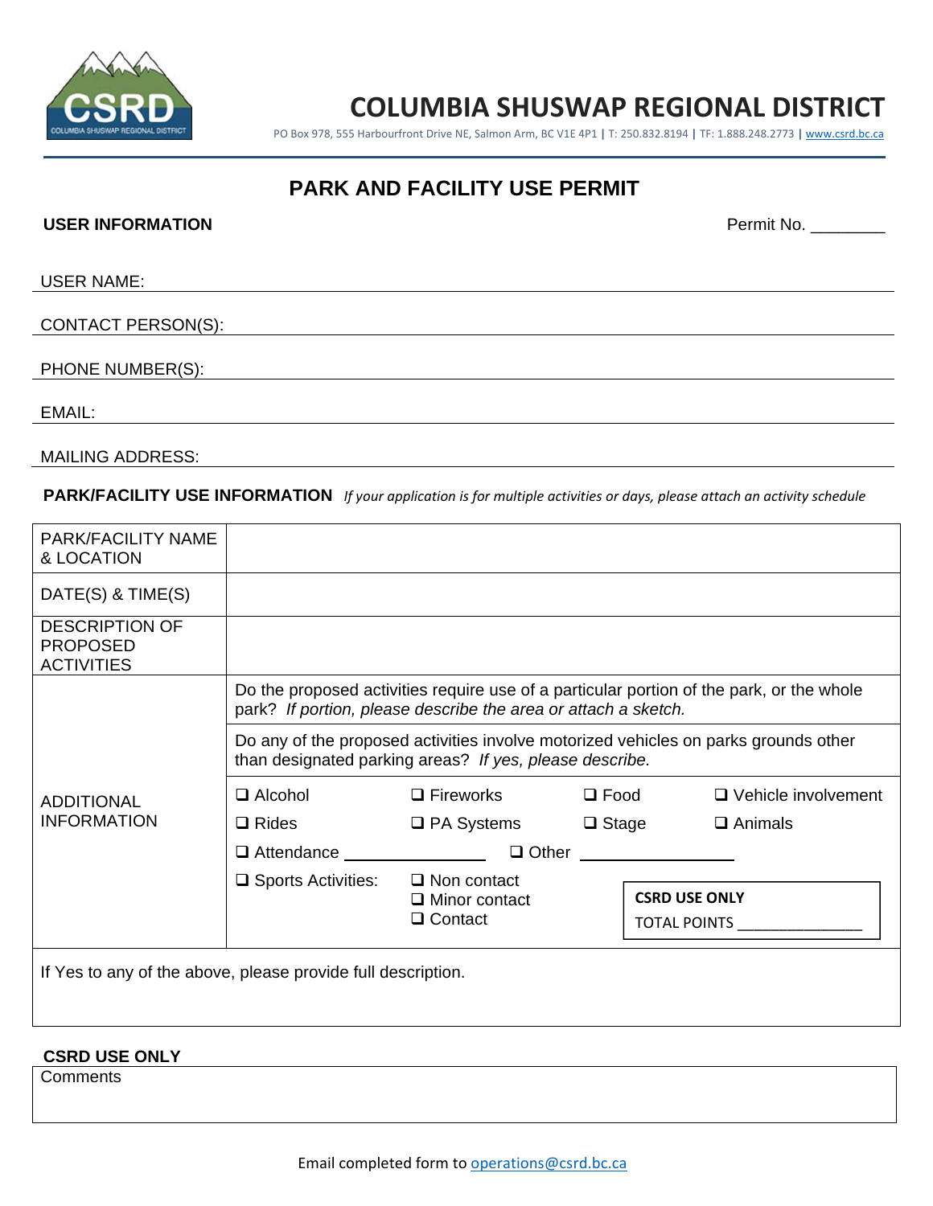# COLUMBIA SHUSWAP REGIONAL DISTRICT

PO Box 978, 555 Harbourfront Drive NE, Salmon Arm, BC V1E 4P1 | T: 250.832.8194 | TF: 1.888.248.2773 | www.csrd.bc.ca

## PARK AND FACILITY USE PERMIT

**USER INFORMATION** Permit No. ________

USER NAME:

CONTACT PERSON(S):

PHONE NUMBER(S):

EMAIL:

MAILING ADDRESS:

**PARK/FACILITY USE INFORMATION** *If your application is for multiple activities or days, please attach an activity schedule*

| | |
|---|---|
| PARK/FACILITY NAME & LOCATION | |
| DATE(S) & TIME(S) | |
| DESCRIPTION OF PROPOSED ACTIVITIES | |
| ADDITIONAL INFORMATION | Do the proposed activities require use of a particular portion of the park, or the whole park? *If portion, please describe the area or attach a sketch.* |
| | Do any of the proposed activities involve motorized vehicles on parks grounds other than designated parking areas? *If yes, please describe.* |
| | ❑ Alcohol ❑ Fireworks ❑ Food ❑ Vehicle involvement<br>❑ Rides ❑ PA Systems ❑ Stage ❑ Animals<br>❑ Attendance ______________ ❑ Other ______________<br>❑ Sports Activities: ❑ Non contact ❑ Minor contact ❑ Contact<br>**CSRD USE ONLY** TOTAL POINTS ______________ |

If Yes to any of the above, please provide full description.

**CSRD USE ONLY**

Comments

Email completed form to operations@csrd.bc.ca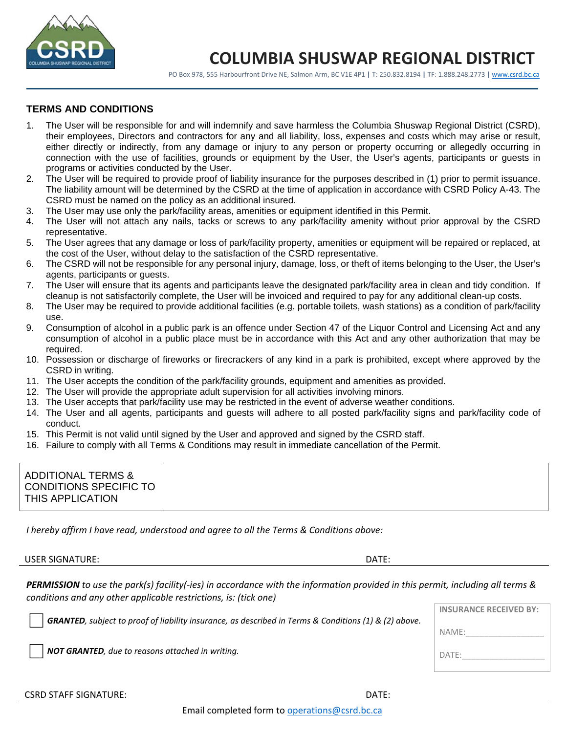# COLUMBIA SHUSWAP REGIONAL DISTRICT

PO Box 978, 555 Harbourfront Drive NE, Salmon Arm, BC V1E 4P1 | T: 250.832.8194 | TF: 1.888.248.2773 | www.csrd.bc.ca

## TERMS AND CONDITIONS

1. The User will be responsible for and will indemnify and save harmless the Columbia Shuswap Regional District (CSRD), their employees, Directors and contractors for any and all liability, loss, expenses and costs which may arise or result, either directly or indirectly, from any damage or injury to any person or property occurring or allegedly occurring in connection with the use of facilities, grounds or equipment by the User, the User's agents, participants or guests in programs or activities conducted by the User.
2. The User will be required to provide proof of liability insurance for the purposes described in (1) prior to permit issuance. The liability amount will be determined by the CSRD at the time of application in accordance with CSRD Policy A-43. The CSRD must be named on the policy as an additional insured.
3. The User may use only the park/facility areas, amenities or equipment identified in this Permit.
4. The User will not attach any nails, tacks or screws to any park/facility amenity without prior approval by the CSRD representative.
5. The User agrees that any damage or loss of park/facility property, amenities or equipment will be repaired or replaced, at the cost of the User, without delay to the satisfaction of the CSRD representative.
6. The CSRD will not be responsible for any personal injury, damage, loss, or theft of items belonging to the User, the User's agents, participants or guests.
7. The User will ensure that its agents and participants leave the designated park/facility area in clean and tidy condition. If cleanup is not satisfactorily complete, the User will be invoiced and required to pay for any additional clean-up costs.
8. The User may be required to provide additional facilities (e.g. portable toilets, wash stations) as a condition of park/facility use.
9. Consumption of alcohol in a public park is an offence under Section 47 of the Liquor Control and Licensing Act and any consumption of alcohol in a public place must be in accordance with this Act and any other authorization that may be required.
10. Possession or discharge of fireworks or firecrackers of any kind in a park is prohibited, except where approved by the CSRD in writing.
11. The User accepts the condition of the park/facility grounds, equipment and amenities as provided.
12. The User will provide the appropriate adult supervision for all activities involving minors.
13. The User accepts that park/facility use may be restricted in the event of adverse weather conditions.
14. The User and all agents, participants and guests will adhere to all posted park/facility signs and park/facility code of conduct.
15. This Permit is not valid until signed by the User and approved and signed by the CSRD staff.
16. Failure to comply with all Terms & Conditions may result in immediate cancellation of the Permit.

| | |
|---|---|
| ADDITIONAL TERMS & CONDITIONS SPECIFIC TO THIS APPLICATION | |

*I hereby affirm I have read, understood and agree to all the Terms & Conditions above:*

USER SIGNATURE: DATE:

***PERMISSION*** *to use the park(s) facility(-ies) in accordance with the information provided in this permit, including all terms & conditions and any other applicable restrictions, is: (tick one)*

☐ ***GRANTED****, subject to proof of liability insurance, as described in Terms & Conditions (1) & (2) above.*

☐ ***NOT GRANTED****, due to reasons attached in writing.*

**INSURANCE RECEIVED BY:**

NAME:________________

DATE:_________________

CSRD STAFF SIGNATURE: DATE:

Email completed form to operations@csrd.bc.ca